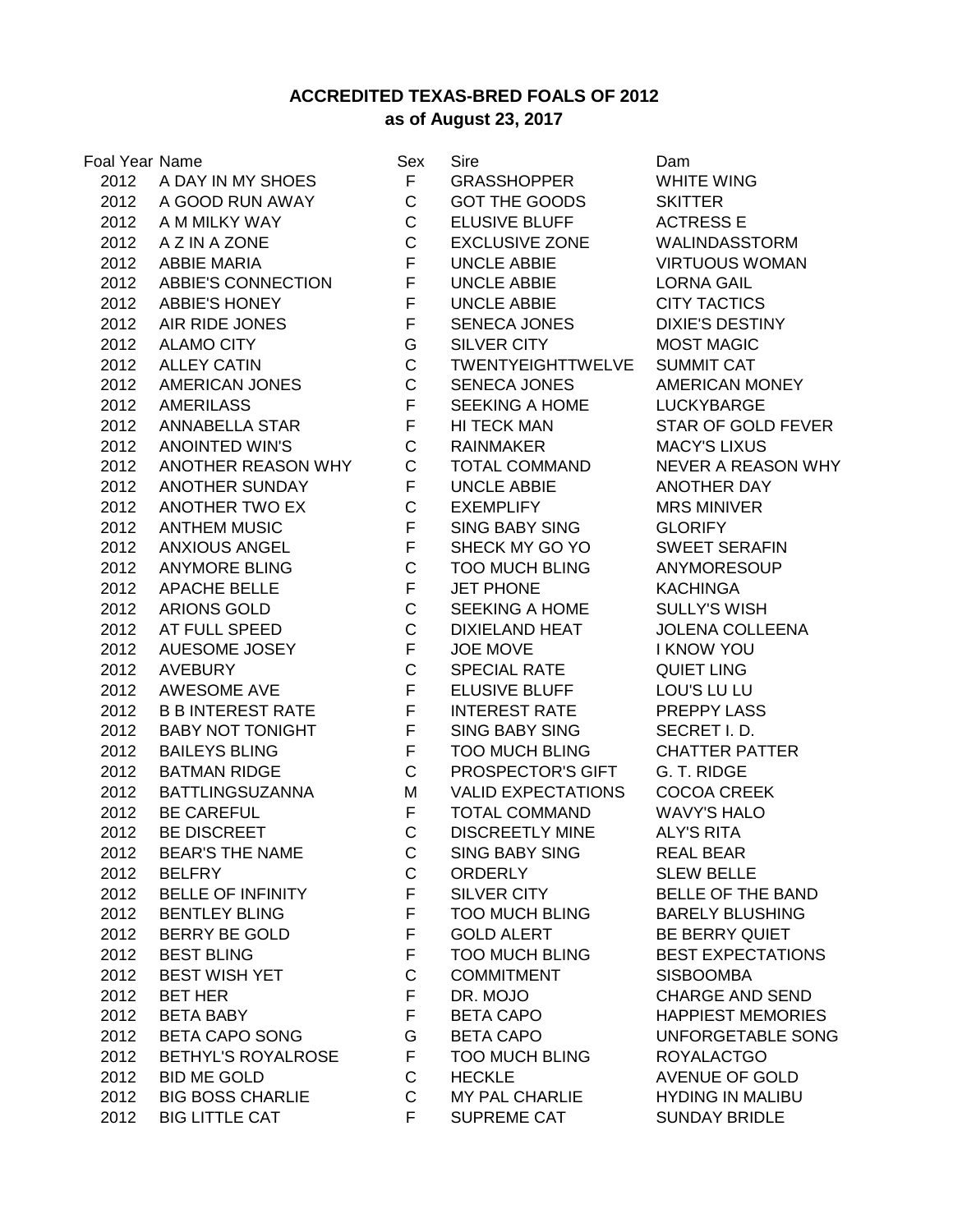# ACCREDITED TEXAS-BRED FOALS OF 2012
## as of August 23, 2017

| Foal Year | Name | Sex | Sire | Dam |
|---|---|---|---|---|
| 2012 | A DAY IN MY SHOES | F | GRASSHOPPER | WHITE WING |
| 2012 | A GOOD RUN AWAY | C | GOT THE GOODS | SKITTER |
| 2012 | A M MILKY WAY | C | ELUSIVE BLUFF | ACTRESS E |
| 2012 | A Z IN A ZONE | C | EXCLUSIVE ZONE | WALINDASSTORM |
| 2012 | ABBIE MARIA | F | UNCLE ABBIE | VIRTUOUS WOMAN |
| 2012 | ABBIE'S CONNECTION | F | UNCLE ABBIE | LORNA GAIL |
| 2012 | ABBIE'S HONEY | F | UNCLE ABBIE | CITY TACTICS |
| 2012 | AIR RIDE JONES | F | SENECA JONES | DIXIE'S DESTINY |
| 2012 | ALAMO CITY | G | SILVER CITY | MOST MAGIC |
| 2012 | ALLEY CATIN | C | TWENTYEIGHTTWELVE | SUMMIT CAT |
| 2012 | AMERICAN JONES | C | SENECA JONES | AMERICAN MONEY |
| 2012 | AMERILASS | F | SEEKING A HOME | LUCKYBARGE |
| 2012 | ANNABELLA STAR | F | HI TECK MAN | STAR OF GOLD FEVER |
| 2012 | ANOINTED WIN'S | C | RAINMAKER | MACY'S LIXUS |
| 2012 | ANOTHER REASON WHY | C | TOTAL COMMAND | NEVER A REASON WHY |
| 2012 | ANOTHER SUNDAY | F | UNCLE ABBIE | ANOTHER DAY |
| 2012 | ANOTHER TWO EX | C | EXEMPLIFY | MRS MINIVER |
| 2012 | ANTHEM MUSIC | F | SING BABY SING | GLORIFY |
| 2012 | ANXIOUS ANGEL | F | SHECK MY GO YO | SWEET SERAFIN |
| 2012 | ANYMORE BLING | C | TOO MUCH BLING | ANYMORESOUP |
| 2012 | APACHE BELLE | F | JET PHONE | KACHINGA |
| 2012 | ARIONS GOLD | C | SEEKING A HOME | SULLY'S WISH |
| 2012 | AT FULL SPEED | C | DIXIELAND HEAT | JOLENA COLLEENA |
| 2012 | AUESOME JOSEY | F | JOE MOVE | I KNOW YOU |
| 2012 | AVEBURY | C | SPECIAL RATE | QUIET LING |
| 2012 | AWESOME AVE | F | ELUSIVE BLUFF | LOU'S LU LU |
| 2012 | B B INTEREST RATE | F | INTEREST RATE | PREPPY LASS |
| 2012 | BABY NOT TONIGHT | F | SING BABY SING | SECRET I. D. |
| 2012 | BAILEYS BLING | F | TOO MUCH BLING | CHATTER PATTER |
| 2012 | BATMAN RIDGE | C | PROSPECTOR'S GIFT | G. T. RIDGE |
| 2012 | BATTLINGSUZANNA | M | VALID EXPECTATIONS | COCOA CREEK |
| 2012 | BE CAREFUL | F | TOTAL COMMAND | WAVY'S HALO |
| 2012 | BE DISCREET | C | DISCREETLY MINE | ALY'S RITA |
| 2012 | BEAR'S THE NAME | C | SING BABY SING | REAL BEAR |
| 2012 | BELFRY | C | ORDERLY | SLEW BELLE |
| 2012 | BELLE OF INFINITY | F | SILVER CITY | BELLE OF THE BAND |
| 2012 | BENTLEY BLING | F | TOO MUCH BLING | BARELY BLUSHING |
| 2012 | BERRY BE GOLD | F | GOLD ALERT | BE BERRY QUIET |
| 2012 | BEST BLING | F | TOO MUCH BLING | BEST EXPECTATIONS |
| 2012 | BEST WISH YET | C | COMMITMENT | SISBOOMBA |
| 2012 | BET HER | F | DR. MOJO | CHARGE AND SEND |
| 2012 | BETA BABY | F | BETA CAPO | HAPPIEST MEMORIES |
| 2012 | BETA CAPO SONG | G | BETA CAPO | UNFORGETABLE SONG |
| 2012 | BETHYL'S ROYALROSE | F | TOO MUCH BLING | ROYALACTGO |
| 2012 | BID ME GOLD | C | HECKLE | AVENUE OF GOLD |
| 2012 | BIG BOSS CHARLIE | C | MY PAL CHARLIE | HYDING IN MALIBU |
| 2012 | BIG LITTLE CAT | F | SUPREME CAT | SUNDAY BRIDLE |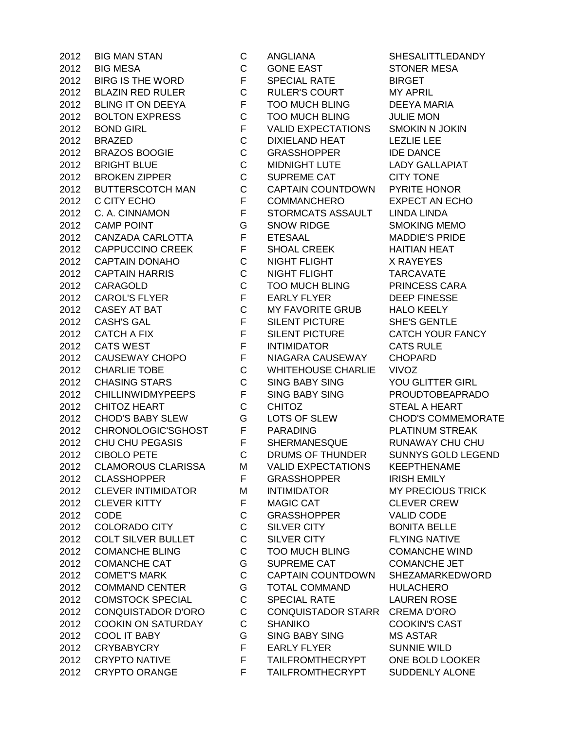| | | | | |
|---|---|---|---|---|
| 2012 | BIG MAN STAN | C | ANGLIANA | SHESALITTLEDANDY |
| 2012 | BIG MESA | C | GONE EAST | STONER MESA |
| 2012 | BIRG IS THE WORD | F | SPECIAL RATE | BIRGET |
| 2012 | BLAZIN RED RULER | C | RULER'S COURT | MY APRIL |
| 2012 | BLING IT ON DEEYA | F | TOO MUCH BLING | DEEYA MARIA |
| 2012 | BOLTON EXPRESS | C | TOO MUCH BLING | JULIE MON |
| 2012 | BOND GIRL | F | VALID EXPECTATIONS | SMOKIN N JOKIN |
| 2012 | BRAZED | C | DIXIELAND HEAT | LEZLIE LEE |
| 2012 | BRAZOS BOOGIE | C | GRASSHOPPER | IDE DANCE |
| 2012 | BRIGHT BLUE | C | MIDNIGHT LUTE | LADY GALLAPIAT |
| 2012 | BROKEN ZIPPER | C | SUPREME CAT | CITY TONE |
| 2012 | BUTTERSCOTCH MAN | C | CAPTAIN COUNTDOWN | PYRITE HONOR |
| 2012 | C CITY ECHO | F | COMMANCHERO | EXPECT AN ECHO |
| 2012 | C. A. CINNAMON | F | STORMCATS ASSAULT | LINDA LINDA |
| 2012 | CAMP POINT | G | SNOW RIDGE | SMOKING MEMO |
| 2012 | CANZADA CARLOTTA | F | ETESAAL | MADDIE'S PRIDE |
| 2012 | CAPPUCCINO CREEK | F | SHOAL CREEK | HAITIAN HEAT |
| 2012 | CAPTAIN DONAHO | C | NIGHT FLIGHT | X RAYEYES |
| 2012 | CAPTAIN HARRIS | C | NIGHT FLIGHT | TARCAVATE |
| 2012 | CARAGOLD | C | TOO MUCH BLING | PRINCESS CARA |
| 2012 | CAROL'S FLYER | F | EARLY FLYER | DEEP FINESSE |
| 2012 | CASEY AT BAT | C | MY FAVORITE GRUB | HALO KEELY |
| 2012 | CASH'S GAL | F | SILENT PICTURE | SHE'S GENTLE |
| 2012 | CATCH A FIX | F | SILENT PICTURE | CATCH YOUR FANCY |
| 2012 | CATS WEST | F | INTIMIDATOR | CATS RULE |
| 2012 | CAUSEWAY CHOPO | F | NIAGARA CAUSEWAY | CHOPARD |
| 2012 | CHARLIE TOBE | C | WHITEHOUSE CHARLIE | VIVOZ |
| 2012 | CHASING STARS | C | SING BABY SING | YOU GLITTER GIRL |
| 2012 | CHILLINWIDMYPEEPS | F | SING BABY SING | PROUDTOBEAPRADO |
| 2012 | CHITOZ HEART | C | CHITOZ | STEAL A HEART |
| 2012 | CHOD'S BABY SLEW | G | LOTS OF SLEW | CHOD'S COMMEMORATE |
| 2012 | CHRONOLOGIC'SGHOST | F | PARADING | PLATINUM STREAK |
| 2012 | CHU CHU PEGASIS | F | SHERMANESQUE | RUNAWAY CHU CHU |
| 2012 | CIBOLO PETE | C | DRUMS OF THUNDER | SUNNYS GOLD LEGEND |
| 2012 | CLAMOROUS CLARISSA | M | VALID EXPECTATIONS | KEEPTHENAME |
| 2012 | CLASSHOPPER | F | GRASSHOPPER | IRISH EMILY |
| 2012 | CLEVER INTIMIDATOR | M | INTIMIDATOR | MY PRECIOUS TRICK |
| 2012 | CLEVER KITTY | F | MAGIC CAT | CLEVER CREW |
| 2012 | CODE | C | GRASSHOPPER | VALID CODE |
| 2012 | COLORADO CITY | C | SILVER CITY | BONITA BELLE |
| 2012 | COLT SILVER BULLET | C | SILVER CITY | FLYING NATIVE |
| 2012 | COMANCHE BLING | C | TOO MUCH BLING | COMANCHE WIND |
| 2012 | COMANCHE CAT | G | SUPREME CAT | COMANCHE JET |
| 2012 | COMET'S MARK | C | CAPTAIN COUNTDOWN | SHEZAMARKEDWORD |
| 2012 | COMMAND CENTER | G | TOTAL COMMAND | HULACHERO |
| 2012 | COMSTOCK SPECIAL | C | SPECIAL RATE | LAUREN ROSE |
| 2012 | CONQUISTADOR D'ORO | C | CONQUISTADOR STARR | CREMA D'ORO |
| 2012 | COOKIN ON SATURDAY | C | SHANIKO | COOKIN'S CAST |
| 2012 | COOL IT BABY | G | SING BABY SING | MS ASTAR |
| 2012 | CRYBABYCRY | F | EARLY FLYER | SUNNIE WILD |
| 2012 | CRYPTO NATIVE | F | TAILFROMTHECRYPT | ONE BOLD LOOKER |
| 2012 | CRYPTO ORANGE | F | TAILFROMTHECRYPT | SUDDENLY ALONE |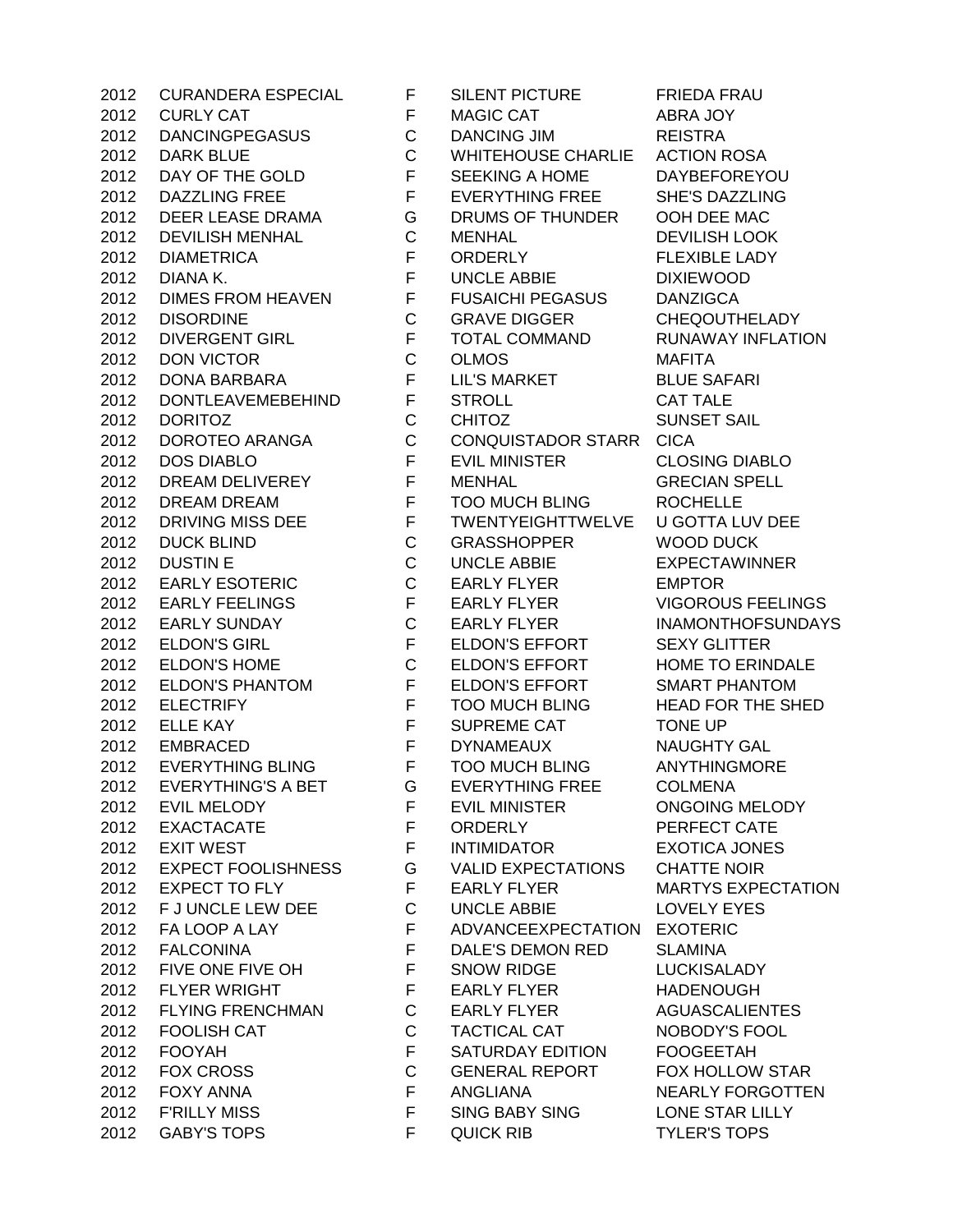| | | | | |
|---|---|---|---|---|
| 2012 | CURANDERA ESPECIAL | F | SILENT PICTURE | FRIEDA FRAU |
| 2012 | CURLY CAT | F | MAGIC CAT | ABRA JOY |
| 2012 | DANCINGPEGASUS | C | DANCING JIM | REISTRA |
| 2012 | DARK BLUE | C | WHITEHOUSE CHARLIE | ACTION ROSA |
| 2012 | DAY OF THE GOLD | F | SEEKING A HOME | DAYBEFOREYOU |
| 2012 | DAZZLING FREE | F | EVERYTHING FREE | SHE'S DAZZLING |
| 2012 | DEER LEASE DRAMA | G | DRUMS OF THUNDER | OOH DEE MAC |
| 2012 | DEVILISH MENHAL | C | MENHAL | DEVILISH LOOK |
| 2012 | DIAMETRICA | F | ORDERLY | FLEXIBLE LADY |
| 2012 | DIANA K. | F | UNCLE ABBIE | DIXIEWOOD |
| 2012 | DIMES FROM HEAVEN | F | FUSAICHI PEGASUS | DANZIGCA |
| 2012 | DISORDINE | C | GRAVE DIGGER | CHEQOUTHELADY |
| 2012 | DIVERGENT GIRL | F | TOTAL COMMAND | RUNAWAY INFLATION |
| 2012 | DON VICTOR | C | OLMOS | MAFITA |
| 2012 | DONA BARBARA | F | LIL'S MARKET | BLUE SAFARI |
| 2012 | DONTLEAVEMEBEHIND | F | STROLL | CAT TALE |
| 2012 | DORITOZ | C | CHITOZ | SUNSET SAIL |
| 2012 | DOROTEO ARANGA | C | CONQUISTADOR STARR | CICA |
| 2012 | DOS DIABLO | F | EVIL MINISTER | CLOSING DIABLO |
| 2012 | DREAM DELIVEREY | F | MENHAL | GRECIAN SPELL |
| 2012 | DREAM DREAM | F | TOO MUCH BLING | ROCHELLE |
| 2012 | DRIVING MISS DEE | F | TWENTYEIGHTTWELVE | U GOTTA LUV DEE |
| 2012 | DUCK BLIND | C | GRASSHOPPER | WOOD DUCK |
| 2012 | DUSTIN E | C | UNCLE ABBIE | EXPECTAWINNER |
| 2012 | EARLY ESOTERIC | C | EARLY FLYER | EMPTOR |
| 2012 | EARLY FEELINGS | F | EARLY FLYER | VIGOROUS FEELINGS |
| 2012 | EARLY SUNDAY | C | EARLY FLYER | INAMONTHOFSUNDAYS |
| 2012 | ELDON'S GIRL | F | ELDON'S EFFORT | SEXY GLITTER |
| 2012 | ELDON'S HOME | C | ELDON'S EFFORT | HOME TO ERINDALE |
| 2012 | ELDON'S PHANTOM | F | ELDON'S EFFORT | SMART PHANTOM |
| 2012 | ELECTRIFY | F | TOO MUCH BLING | HEAD FOR THE SHED |
| 2012 | ELLE KAY | F | SUPREME CAT | TONE UP |
| 2012 | EMBRACED | F | DYNAMEAUX | NAUGHTY GAL |
| 2012 | EVERYTHING BLING | F | TOO MUCH BLING | ANYTHINGMORE |
| 2012 | EVERYTHING'S A BET | G | EVERYTHING FREE | COLMENA |
| 2012 | EVIL MELODY | F | EVIL MINISTER | ONGOING MELODY |
| 2012 | EXACTACATE | F | ORDERLY | PERFECT CATE |
| 2012 | EXIT WEST | F | INTIMIDATOR | EXOTICA JONES |
| 2012 | EXPECT FOOLISHNESS | G | VALID EXPECTATIONS | CHATTE NOIR |
| 2012 | EXPECT TO FLY | F | EARLY FLYER | MARTYS EXPECTATION |
| 2012 | F J UNCLE LEW DEE | C | UNCLE ABBIE | LOVELY EYES |
| 2012 | FA LOOP A LAY | F | ADVANCEEXPECTATION | EXOTERIC |
| 2012 | FALCONINA | F | DALE'S DEMON RED | SLAMINA |
| 2012 | FIVE ONE FIVE OH | F | SNOW RIDGE | LUCKISALADY |
| 2012 | FLYER WRIGHT | F | EARLY FLYER | HADENOUGH |
| 2012 | FLYING FRENCHMAN | C | EARLY FLYER | AGUASCALIENTES |
| 2012 | FOOLISH CAT | C | TACTICAL CAT | NOBODY'S FOOL |
| 2012 | FOOYAH | F | SATURDAY EDITION | FOOGEETAH |
| 2012 | FOX CROSS | C | GENERAL REPORT | FOX HOLLOW STAR |
| 2012 | FOXY ANNA | F | ANGLIANA | NEARLY FORGOTTEN |
| 2012 | F'RILLY MISS | F | SING BABY SING | LONE STAR LILLY |
| 2012 | GABY'S TOPS | F | QUICK RIB | TYLER'S TOPS |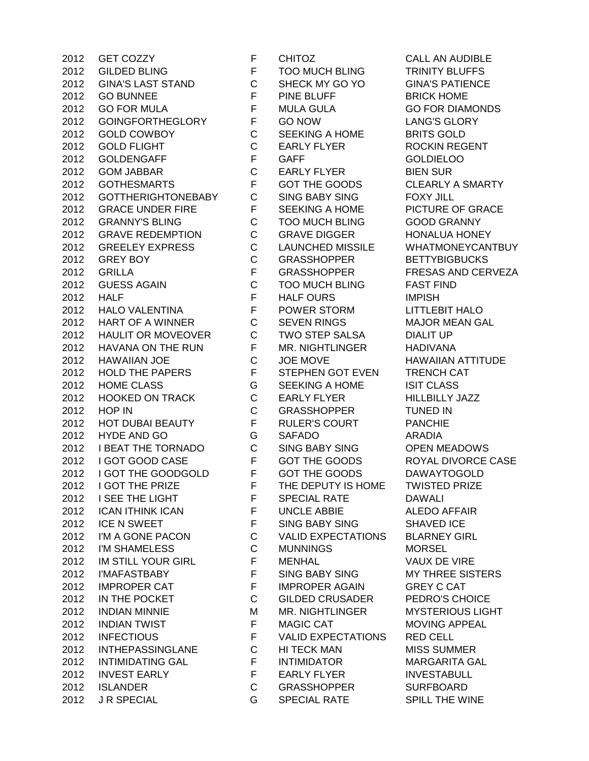| | | | | |
|---|---|---|---|---|
| 2012 | GET COZZY | F | CHITOZ | CALL AN AUDIBLE |
| 2012 | GILDED BLING | F | TOO MUCH BLING | TRINITY BLUFFS |
| 2012 | GINA'S LAST STAND | C | SHECK MY GO YO | GINA'S PATIENCE |
| 2012 | GO BUNNEE | F | PINE BLUFF | BRICK HOME |
| 2012 | GO FOR MULA | F | MULA GULA | GO FOR DIAMONDS |
| 2012 | GOINGFORTHEGLORY | F | GO NOW | LANG'S GLORY |
| 2012 | GOLD COWBOY | C | SEEKING A HOME | BRITS GOLD |
| 2012 | GOLD FLIGHT | C | EARLY FLYER | ROCKIN REGENT |
| 2012 | GOLDENGAFF | F | GAFF | GOLDIELOO |
| 2012 | GOM JABBAR | C | EARLY FLYER | BIEN SUR |
| 2012 | GOTHESMARTS | F | GOT THE GOODS | CLEARLY A SMARTY |
| 2012 | GOTTHERIGHTONEBABY | C | SING BABY SING | FOXY JILL |
| 2012 | GRACE UNDER FIRE | F | SEEKING A HOME | PICTURE OF GRACE |
| 2012 | GRANNY'S BLING | C | TOO MUCH BLING | GOOD GRANNY |
| 2012 | GRAVE REDEMPTION | C | GRAVE DIGGER | HONALUA HONEY |
| 2012 | GREELEY EXPRESS | C | LAUNCHED MISSILE | WHATMONEYCANTBUY |
| 2012 | GREY BOY | C | GRASSHOPPER | BETTYBIGBUCKS |
| 2012 | GRILLA | F | GRASSHOPPER | FRESAS AND CERVEZA |
| 2012 | GUESS AGAIN | C | TOO MUCH BLING | FAST FIND |
| 2012 | HALF | F | HALF OURS | IMPISH |
| 2012 | HALO VALENTINA | F | POWER STORM | LITTLEBIT HALO |
| 2012 | HART OF A WINNER | C | SEVEN RINGS | MAJOR MEAN GAL |
| 2012 | HAULIT OR MOVEOVER | C | TWO STEP SALSA | DIALIT UP |
| 2012 | HAVANA ON THE RUN | F | MR. NIGHTLINGER | HADIVANA |
| 2012 | HAWAIIAN JOE | C | JOE MOVE | HAWAIIAN ATTITUDE |
| 2012 | HOLD THE PAPERS | F | STEPHEN GOT EVEN | TRENCH CAT |
| 2012 | HOME CLASS | G | SEEKING A HOME | ISIT CLASS |
| 2012 | HOOKED ON TRACK | C | EARLY FLYER | HILLBILLY JAZZ |
| 2012 | HOP IN | C | GRASSHOPPER | TUNED IN |
| 2012 | HOT DUBAI BEAUTY | F | RULER'S COURT | PANCHIE |
| 2012 | HYDE AND GO | G | SAFADO | ARADIA |
| 2012 | I BEAT THE TORNADO | C | SING BABY SING | OPEN MEADOWS |
| 2012 | I GOT GOOD CASE | F | GOT THE GOODS | ROYAL DIVORCE CASE |
| 2012 | I GOT THE GOODGOLD | F | GOT THE GOODS | DAWAYTOGOLD |
| 2012 | I GOT THE PRIZE | F | THE DEPUTY IS HOME | TWISTED PRIZE |
| 2012 | I SEE THE LIGHT | F | SPECIAL RATE | DAWALI |
| 2012 | ICAN ITHINK ICAN | F | UNCLE ABBIE | ALEDO AFFAIR |
| 2012 | ICE N SWEET | F | SING BABY SING | SHAVED ICE |
| 2012 | I'M A GONE PACON | C | VALID EXPECTATIONS | BLARNEY GIRL |
| 2012 | I'M SHAMELESS | C | MUNNINGS | MORSEL |
| 2012 | IM STILL YOUR GIRL | F | MENHAL | VAUX DE VIRE |
| 2012 | I'MAFASTBABY | F | SING BABY SING | MY THREE SISTERS |
| 2012 | IMPROPER CAT | F | IMPROPER AGAIN | GREY C CAT |
| 2012 | IN THE POCKET | C | GILDED CRUSADER | PEDRO'S CHOICE |
| 2012 | INDIAN MINNIE | M | MR. NIGHTLINGER | MYSTERIOUS LIGHT |
| 2012 | INDIAN TWIST | F | MAGIC CAT | MOVING APPEAL |
| 2012 | INFECTIOUS | F | VALID EXPECTATIONS | RED CELL |
| 2012 | INTHEPASSINGLANE | C | HI TECK MAN | MISS SUMMER |
| 2012 | INTIMIDATING GAL | F | INTIMIDATOR | MARGARITA GAL |
| 2012 | INVEST EARLY | F | EARLY FLYER | INVESTABULL |
| 2012 | ISLANDER | C | GRASSHOPPER | SURFBOARD |
| 2012 | J R SPECIAL | G | SPECIAL RATE | SPILL THE WINE |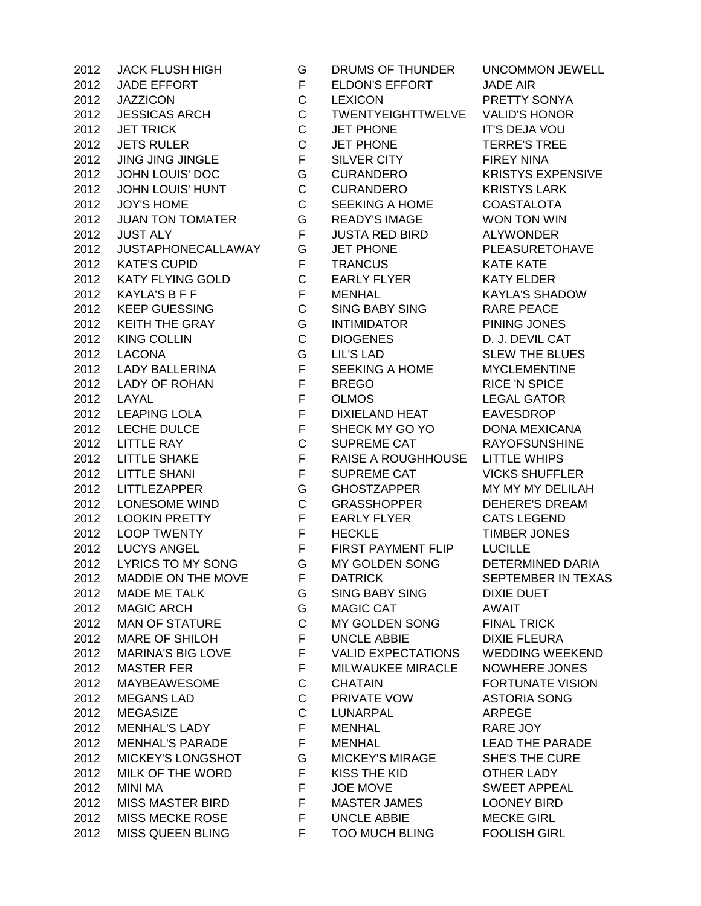| | | | | |
|---|---|---|---|---|
| 2012 | JACK FLUSH HIGH | G | DRUMS OF THUNDER | UNCOMMON JEWELL |
| 2012 | JADE EFFORT | F | ELDON'S EFFORT | JADE AIR |
| 2012 | JAZZICON | C | LEXICON | PRETTY SONYA |
| 2012 | JESSICAS ARCH | C | TWENTYEIGHTTWELVE | VALID'S HONOR |
| 2012 | JET TRICK | C | JET PHONE | IT'S DEJA VOU |
| 2012 | JETS RULER | C | JET PHONE | TERRE'S TREE |
| 2012 | JING JING JINGLE | F | SILVER CITY | FIREY NINA |
| 2012 | JOHN LOUIS' DOC | G | CURANDERO | KRISTYS EXPENSIVE |
| 2012 | JOHN LOUIS' HUNT | C | CURANDERO | KRISTYS LARK |
| 2012 | JOY'S HOME | C | SEEKING A HOME | COASTALOTA |
| 2012 | JUAN TON TOMATER | G | READY'S IMAGE | WON TON WIN |
| 2012 | JUST ALY | F | JUSTA RED BIRD | ALYWONDER |
| 2012 | JUSTAPHONECALLAWAY | G | JET PHONE | PLEASURETOHAVE |
| 2012 | KATE'S CUPID | F | TRANCUS | KATE KATE |
| 2012 | KATY FLYING GOLD | C | EARLY FLYER | KATY ELDER |
| 2012 | KAYLA'S B F F | F | MENHAL | KAYLA'S SHADOW |
| 2012 | KEEP GUESSING | C | SING BABY SING | RARE PEACE |
| 2012 | KEITH THE GRAY | G | INTIMIDATOR | PINING JONES |
| 2012 | KING COLLIN | C | DIOGENES | D. J. DEVIL CAT |
| 2012 | LACONA | G | LIL'S LAD | SLEW THE BLUES |
| 2012 | LADY BALLERINA | F | SEEKING A HOME | MYCLEMENTINE |
| 2012 | LADY OF ROHAN | F | BREGO | RICE 'N SPICE |
| 2012 | LAYAL | F | OLMOS | LEGAL GATOR |
| 2012 | LEAPING LOLA | F | DIXIELAND HEAT | EAVESDROP |
| 2012 | LECHE DULCE | F | SHECK MY GO YO | DONA MEXICANA |
| 2012 | LITTLE RAY | C | SUPREME CAT | RAYOFSUNSHINE |
| 2012 | LITTLE SHAKE | F | RAISE A ROUGHHOUSE | LITTLE WHIPS |
| 2012 | LITTLE SHANI | F | SUPREME CAT | VICKS SHUFFLER |
| 2012 | LITTLEZAPPER | G | GHOSTZAPPER | MY MY MY DELILAH |
| 2012 | LONESOME WIND | C | GRASSHOPPER | DEHERE'S DREAM |
| 2012 | LOOKIN PRETTY | F | EARLY FLYER | CATS LEGEND |
| 2012 | LOOP TWENTY | F | HECKLE | TIMBER JONES |
| 2012 | LUCYS ANGEL | F | FIRST PAYMENT FLIP | LUCILLE |
| 2012 | LYRICS TO MY SONG | G | MY GOLDEN SONG | DETERMINED DARIA |
| 2012 | MADDIE ON THE MOVE | F | DATRICK | SEPTEMBER IN TEXAS |
| 2012 | MADE ME TALK | G | SING BABY SING | DIXIE DUET |
| 2012 | MAGIC ARCH | G | MAGIC CAT | AWAIT |
| 2012 | MAN OF STATURE | C | MY GOLDEN SONG | FINAL TRICK |
| 2012 | MARE OF SHILOH | F | UNCLE ABBIE | DIXIE FLEURA |
| 2012 | MARINA'S BIG LOVE | F | VALID EXPECTATIONS | WEDDING WEEKEND |
| 2012 | MASTER FER | F | MILWAUKEE MIRACLE | NOWHERE JONES |
| 2012 | MAYBEAWESOME | C | CHATAIN | FORTUNATE VISION |
| 2012 | MEGANS LAD | C | PRIVATE VOW | ASTORIA SONG |
| 2012 | MEGASIZE | C | LUNARPAL | ARPEGE |
| 2012 | MENHAL'S LADY | F | MENHAL | RARE JOY |
| 2012 | MENHAL'S PARADE | F | MENHAL | LEAD THE PARADE |
| 2012 | MICKEY'S LONGSHOT | G | MICKEY'S MIRAGE | SHE'S THE CURE |
| 2012 | MILK OF THE WORD | F | KISS THE KID | OTHER LADY |
| 2012 | MINI MA | F | JOE MOVE | SWEET APPEAL |
| 2012 | MISS MASTER BIRD | F | MASTER JAMES | LOONEY BIRD |
| 2012 | MISS MECKE ROSE | F | UNCLE ABBIE | MECKE GIRL |
| 2012 | MISS QUEEN BLING | F | TOO MUCH BLING | FOOLISH GIRL |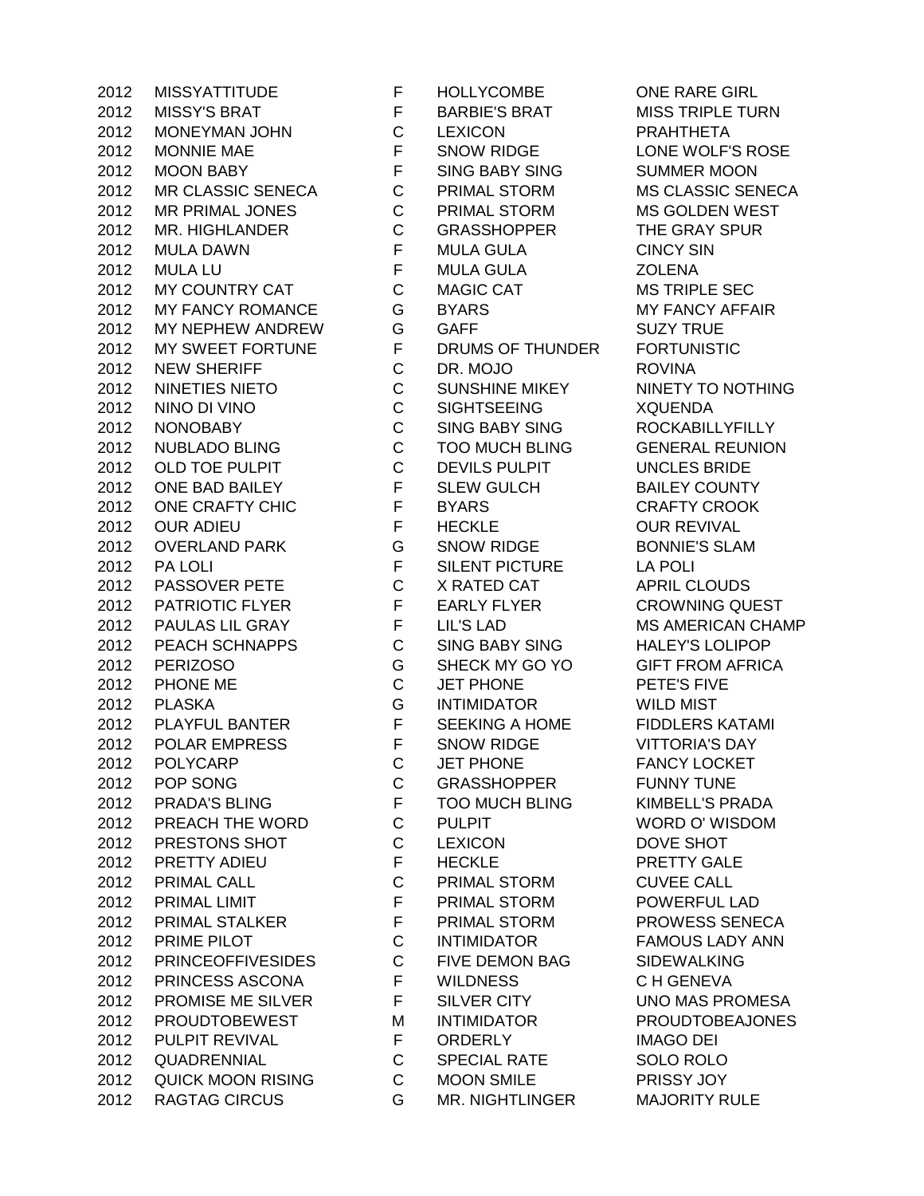| | | | | |
|---|---|---|---|---|
| 2012 | MISSYATTITUDE | F | HOLLYCOMBE | ONE RARE GIRL |
| 2012 | MISSY'S BRAT | F | BARBIE'S BRAT | MISS TRIPLE TURN |
| 2012 | MONEYMAN JOHN | C | LEXICON | PRAHTHETA |
| 2012 | MONNIE MAE | F | SNOW RIDGE | LONE WOLF'S ROSE |
| 2012 | MOON BABY | F | SING BABY SING | SUMMER MOON |
| 2012 | MR CLASSIC SENECA | C | PRIMAL STORM | MS CLASSIC SENECA |
| 2012 | MR PRIMAL JONES | C | PRIMAL STORM | MS GOLDEN WEST |
| 2012 | MR. HIGHLANDER | C | GRASSHOPPER | THE GRAY SPUR |
| 2012 | MULA DAWN | F | MULA GULA | CINCY SIN |
| 2012 | MULA LU | F | MULA GULA | ZOLENA |
| 2012 | MY COUNTRY CAT | C | MAGIC CAT | MS TRIPLE SEC |
| 2012 | MY FANCY ROMANCE | G | BYARS | MY FANCY AFFAIR |
| 2012 | MY NEPHEW ANDREW | G | GAFF | SUZY TRUE |
| 2012 | MY SWEET FORTUNE | F | DRUMS OF THUNDER | FORTUNISTIC |
| 2012 | NEW SHERIFF | C | DR. MOJO | ROVINA |
| 2012 | NINETIES NIETO | C | SUNSHINE MIKEY | NINETY TO NOTHING |
| 2012 | NINO DI VINO | C | SIGHTSEEING | XQUENDA |
| 2012 | NONOBABY | C | SING BABY SING | ROCKABILLYFILLY |
| 2012 | NUBLADO BLING | C | TOO MUCH BLING | GENERAL REUNION |
| 2012 | OLD TOE PULPIT | C | DEVILS PULPIT | UNCLES BRIDE |
| 2012 | ONE BAD BAILEY | F | SLEW GULCH | BAILEY COUNTY |
| 2012 | ONE CRAFTY CHIC | F | BYARS | CRAFTY CROOK |
| 2012 | OUR ADIEU | F | HECKLE | OUR REVIVAL |
| 2012 | OVERLAND PARK | G | SNOW RIDGE | BONNIE'S SLAM |
| 2012 | PA LOLI | F | SILENT PICTURE | LA POLI |
| 2012 | PASSOVER PETE | C | X RATED CAT | APRIL CLOUDS |
| 2012 | PATRIOTIC FLYER | F | EARLY FLYER | CROWNING QUEST |
| 2012 | PAULAS LIL GRAY | F | LIL'S LAD | MS AMERICAN CHAMP |
| 2012 | PEACH SCHNAPPS | C | SING BABY SING | HALEY'S LOLIPOP |
| 2012 | PERIZOSO | G | SHECK MY GO YO | GIFT FROM AFRICA |
| 2012 | PHONE ME | C | JET PHONE | PETE'S FIVE |
| 2012 | PLASKA | G | INTIMIDATOR | WILD MIST |
| 2012 | PLAYFUL BANTER | F | SEEKING A HOME | FIDDLERS KATAMI |
| 2012 | POLAR EMPRESS | F | SNOW RIDGE | VITTORIA'S DAY |
| 2012 | POLYCARP | C | JET PHONE | FANCY LOCKET |
| 2012 | POP SONG | C | GRASSHOPPER | FUNNY TUNE |
| 2012 | PRADA'S BLING | F | TOO MUCH BLING | KIMBELL'S PRADA |
| 2012 | PREACH THE WORD | C | PULPIT | WORD O' WISDOM |
| 2012 | PRESTONS SHOT | C | LEXICON | DOVE SHOT |
| 2012 | PRETTY ADIEU | F | HECKLE | PRETTY GALE |
| 2012 | PRIMAL CALL | C | PRIMAL STORM | CUVEE CALL |
| 2012 | PRIMAL LIMIT | F | PRIMAL STORM | POWERFUL LAD |
| 2012 | PRIMAL STALKER | F | PRIMAL STORM | PROWESS SENECA |
| 2012 | PRIME PILOT | C | INTIMIDATOR | FAMOUS LADY ANN |
| 2012 | PRINCEOFFIVESIDES | C | FIVE DEMON BAG | SIDEWALKING |
| 2012 | PRINCESS ASCONA | F | WILDNESS | C H GENEVA |
| 2012 | PROMISE ME SILVER | F | SILVER CITY | UNO MAS PROMESA |
| 2012 | PROUDTOBEWEST | M | INTIMIDATOR | PROUDTOBEAJONES |
| 2012 | PULPIT REVIVAL | F | ORDERLY | IMAGO DEI |
| 2012 | QUADRENNIAL | C | SPECIAL RATE | SOLO ROLO |
| 2012 | QUICK MOON RISING | C | MOON SMILE | PRISSY JOY |
| 2012 | RAGTAG CIRCUS | G | MR. NIGHTLINGER | MAJORITY RULE |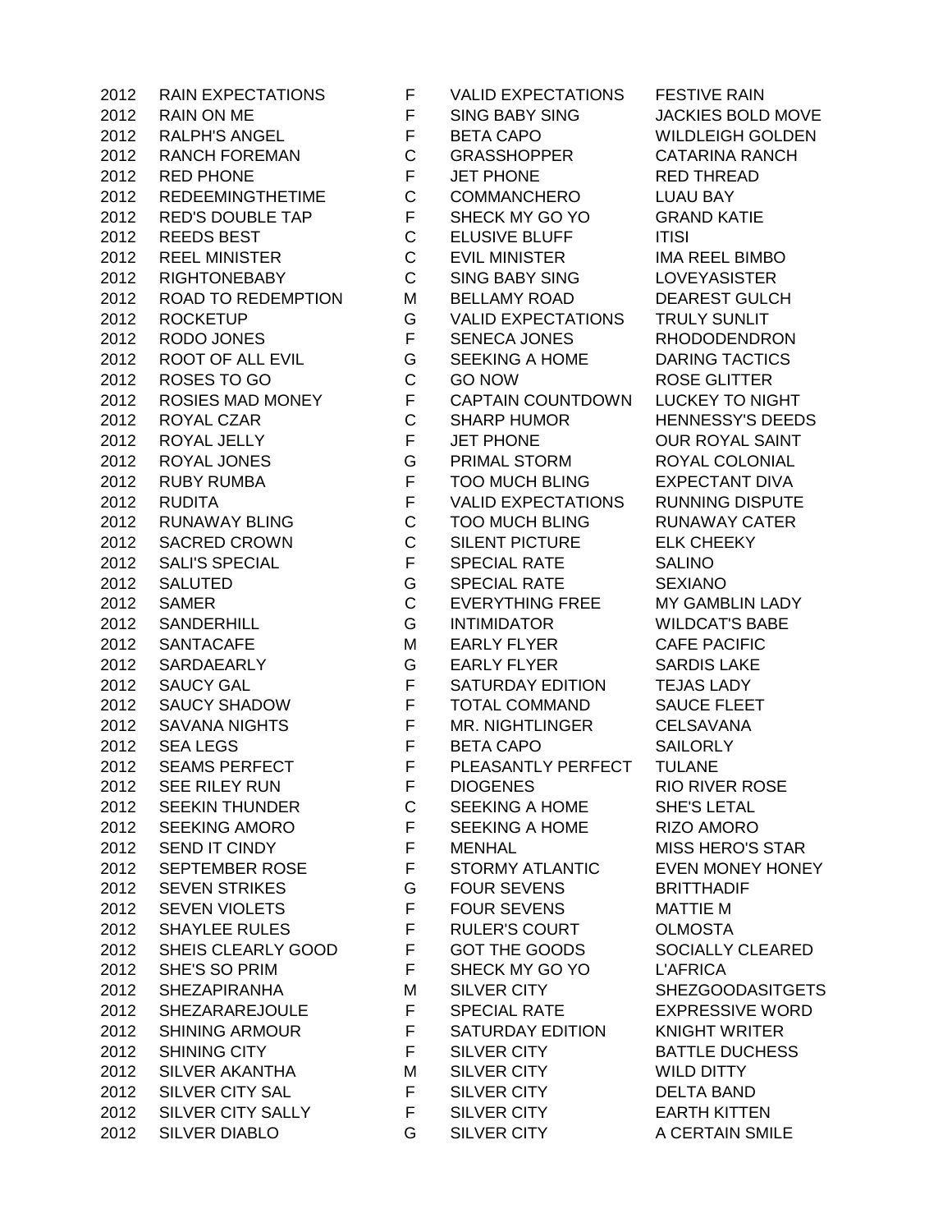| | | | | |
|---|---|---|---|---|
| 2012 | RAIN EXPECTATIONS | F | VALID EXPECTATIONS | FESTIVE RAIN |
| 2012 | RAIN ON ME | F | SING BABY SING | JACKIES BOLD MOVE |
| 2012 | RALPH'S ANGEL | F | BETA CAPO | WILDLEIGH GOLDEN |
| 2012 | RANCH FOREMAN | C | GRASSHOPPER | CATARINA RANCH |
| 2012 | RED PHONE | F | JET PHONE | RED THREAD |
| 2012 | REDEEMINGTHETIME | C | COMMANCHERO | LUAU BAY |
| 2012 | RED'S DOUBLE TAP | F | SHECK MY GO YO | GRAND KATIE |
| 2012 | REEDS BEST | C | ELUSIVE BLUFF | ITISI |
| 2012 | REEL MINISTER | C | EVIL MINISTER | IMA REEL BIMBO |
| 2012 | RIGHTONEBABY | C | SING BABY SING | LOVEYASISTER |
| 2012 | ROAD TO REDEMPTION | M | BELLAMY ROAD | DEAREST GULCH |
| 2012 | ROCKETUP | G | VALID EXPECTATIONS | TRULY SUNLIT |
| 2012 | RODO JONES | F | SENECA JONES | RHODODENDRON |
| 2012 | ROOT OF ALL EVIL | G | SEEKING A HOME | DARING TACTICS |
| 2012 | ROSES TO GO | C | GO NOW | ROSE GLITTER |
| 2012 | ROSIES MAD MONEY | F | CAPTAIN COUNTDOWN | LUCKEY TO NIGHT |
| 2012 | ROYAL CZAR | C | SHARP HUMOR | HENNESSY'S DEEDS |
| 2012 | ROYAL JELLY | F | JET PHONE | OUR ROYAL SAINT |
| 2012 | ROYAL JONES | G | PRIMAL STORM | ROYAL COLONIAL |
| 2012 | RUBY RUMBA | F | TOO MUCH BLING | EXPECTANT DIVA |
| 2012 | RUDITA | F | VALID EXPECTATIONS | RUNNING DISPUTE |
| 2012 | RUNAWAY BLING | C | TOO MUCH BLING | RUNAWAY CATER |
| 2012 | SACRED CROWN | C | SILENT PICTURE | ELK CHEEKY |
| 2012 | SALI'S SPECIAL | F | SPECIAL RATE | SALINO |
| 2012 | SALUTED | G | SPECIAL RATE | SEXIANO |
| 2012 | SAMER | C | EVERYTHING FREE | MY GAMBLIN LADY |
| 2012 | SANDERHILL | G | INTIMIDATOR | WILDCAT'S BABE |
| 2012 | SANTACAFE | M | EARLY FLYER | CAFE PACIFIC |
| 2012 | SARDAEARLY | G | EARLY FLYER | SARDIS LAKE |
| 2012 | SAUCY GAL | F | SATURDAY EDITION | TEJAS LADY |
| 2012 | SAUCY SHADOW | F | TOTAL COMMAND | SAUCE FLEET |
| 2012 | SAVANA NIGHTS | F | MR. NIGHTLINGER | CELSAVANA |
| 2012 | SEA LEGS | F | BETA CAPO | SAILORLY |
| 2012 | SEAMS PERFECT | F | PLEASANTLY PERFECT | TULANE |
| 2012 | SEE RILEY RUN | F | DIOGENES | RIO RIVER ROSE |
| 2012 | SEEKIN THUNDER | C | SEEKING A HOME | SHE'S LETAL |
| 2012 | SEEKING AMORO | F | SEEKING A HOME | RIZO AMORO |
| 2012 | SEND IT CINDY | F | MENHAL | MISS HERO'S STAR |
| 2012 | SEPTEMBER ROSE | F | STORMY ATLANTIC | EVEN MONEY HONEY |
| 2012 | SEVEN STRIKES | G | FOUR SEVENS | BRITTHADIF |
| 2012 | SEVEN VIOLETS | F | FOUR SEVENS | MATTIE M |
| 2012 | SHAYLEE RULES | F | RULER'S COURT | OLMOSTA |
| 2012 | SHEIS CLEARLY GOOD | F | GOT THE GOODS | SOCIALLY CLEARED |
| 2012 | SHE'S SO PRIM | F | SHECK MY GO YO | L'AFRICA |
| 2012 | SHEZAPIRANHA | M | SILVER CITY | SHEZGOODASITGETS |
| 2012 | SHEZARAREJOULE | F | SPECIAL RATE | EXPRESSIVE WORD |
| 2012 | SHINING ARMOUR | F | SATURDAY EDITION | KNIGHT WRITER |
| 2012 | SHINING CITY | F | SILVER CITY | BATTLE DUCHESS |
| 2012 | SILVER AKANTHA | M | SILVER CITY | WILD DITTY |
| 2012 | SILVER CITY SAL | F | SILVER CITY | DELTA BAND |
| 2012 | SILVER CITY SALLY | F | SILVER CITY | EARTH KITTEN |
| 2012 | SILVER DIABLO | G | SILVER CITY | A CERTAIN SMILE |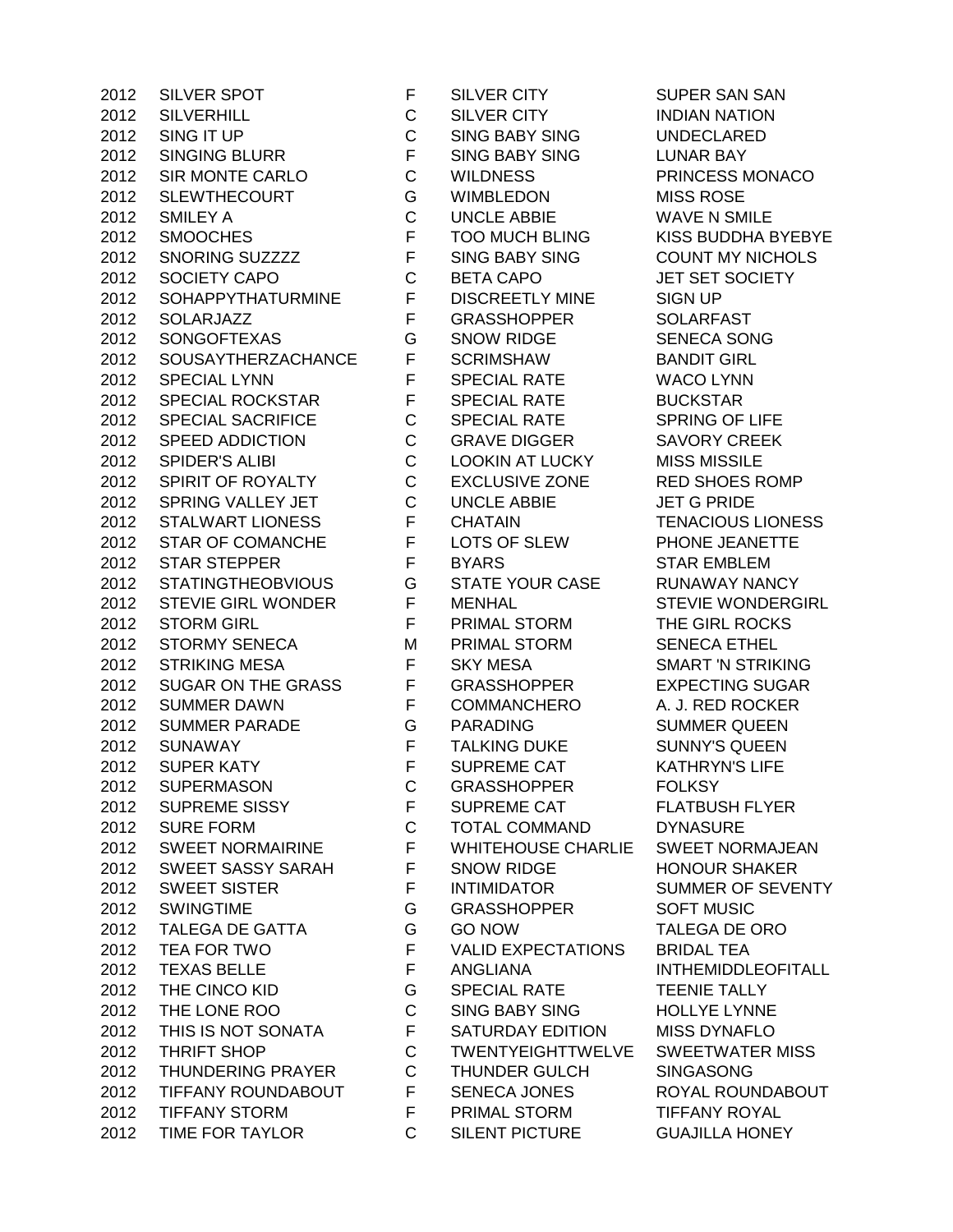| | | | | |
|---|---|---|---|---|
| 2012 | SILVER SPOT | F | SILVER CITY | SUPER SAN SAN |
| 2012 | SILVERHILL | C | SILVER CITY | INDIAN NATION |
| 2012 | SING IT UP | C | SING BABY SING | UNDECLARED |
| 2012 | SINGING BLURR | F | SING BABY SING | LUNAR BAY |
| 2012 | SIR MONTE CARLO | C | WILDNESS | PRINCESS MONACO |
| 2012 | SLEWTHECOURT | G | WIMBLEDON | MISS ROSE |
| 2012 | SMILEY A | C | UNCLE ABBIE | WAVE N SMILE |
| 2012 | SMOOCHES | F | TOO MUCH BLING | KISS BUDDHA BYEBYE |
| 2012 | SNORING SUZZZZ | F | SING BABY SING | COUNT MY NICHOLS |
| 2012 | SOCIETY CAPO | C | BETA CAPO | JET SET SOCIETY |
| 2012 | SOHAPPYTHATURMINE | F | DISCREETLY MINE | SIGN UP |
| 2012 | SOLARJAZZ | F | GRASSHOPPER | SOLARFAST |
| 2012 | SONGOFTEXAS | G | SNOW RIDGE | SENECA SONG |
| 2012 | SOUSAYTHERZACHANCE | F | SCRIMSHAW | BANDIT GIRL |
| 2012 | SPECIAL LYNN | F | SPECIAL RATE | WACO LYNN |
| 2012 | SPECIAL ROCKSTAR | F | SPECIAL RATE | BUCKSTAR |
| 2012 | SPECIAL SACRIFICE | C | SPECIAL RATE | SPRING OF LIFE |
| 2012 | SPEED ADDICTION | C | GRAVE DIGGER | SAVORY CREEK |
| 2012 | SPIDER'S ALIBI | C | LOOKIN AT LUCKY | MISS MISSILE |
| 2012 | SPIRIT OF ROYALTY | C | EXCLUSIVE ZONE | RED SHOES ROMP |
| 2012 | SPRING VALLEY JET | C | UNCLE ABBIE | JET G PRIDE |
| 2012 | STALWART LIONESS | F | CHATAIN | TENACIOUS LIONESS |
| 2012 | STAR OF COMANCHE | F | LOTS OF SLEW | PHONE JEANETTE |
| 2012 | STAR STEPPER | F | BYARS | STAR EMBLEM |
| 2012 | STATINGTHEOBVIOUS | G | STATE YOUR CASE | RUNAWAY NANCY |
| 2012 | STEVIE GIRL WONDER | F | MENHAL | STEVIE WONDERGIRL |
| 2012 | STORM GIRL | F | PRIMAL STORM | THE GIRL ROCKS |
| 2012 | STORMY SENECA | M | PRIMAL STORM | SENECA ETHEL |
| 2012 | STRIKING MESA | F | SKY MESA | SMART 'N STRIKING |
| 2012 | SUGAR ON THE GRASS | F | GRASSHOPPER | EXPECTING SUGAR |
| 2012 | SUMMER DAWN | F | COMMANCHERO | A. J. RED ROCKER |
| 2012 | SUMMER PARADE | G | PARADING | SUMMER QUEEN |
| 2012 | SUNAWAY | F | TALKING DUKE | SUNNY'S QUEEN |
| 2012 | SUPER KATY | F | SUPREME CAT | KATHRYN'S LIFE |
| 2012 | SUPERMASON | C | GRASSHOPPER | FOLKSY |
| 2012 | SUPREME SISSY | F | SUPREME CAT | FLATBUSH FLYER |
| 2012 | SURE FORM | C | TOTAL COMMAND | DYNASURE |
| 2012 | SWEET NORMAIRINE | F | WHITEHOUSE CHARLIE | SWEET NORMAJEAN |
| 2012 | SWEET SASSY SARAH | F | SNOW RIDGE | HONOUR SHAKER |
| 2012 | SWEET SISTER | F | INTIMIDATOR | SUMMER OF SEVENTY |
| 2012 | SWINGTIME | G | GRASSHOPPER | SOFT MUSIC |
| 2012 | TALEGA DE GATTA | G | GO NOW | TALEGA DE ORO |
| 2012 | TEA FOR TWO | F | VALID EXPECTATIONS | BRIDAL TEA |
| 2012 | TEXAS BELLE | F | ANGLIANA | INTHEMIDDLEOFITALL |
| 2012 | THE CINCO KID | G | SPECIAL RATE | TEENIE TALLY |
| 2012 | THE LONE ROO | C | SING BABY SING | HOLLYE LYNNE |
| 2012 | THIS IS NOT SONATA | F | SATURDAY EDITION | MISS DYNAFLO |
| 2012 | THRIFT SHOP | C | TWENTYEIGHTTWELVE | SWEETWATER MISS |
| 2012 | THUNDERING PRAYER | C | THUNDER GULCH | SINGASONG |
| 2012 | TIFFANY ROUNDABOUT | F | SENECA JONES | ROYAL ROUNDABOUT |
| 2012 | TIFFANY STORM | F | PRIMAL STORM | TIFFANY ROYAL |
| 2012 | TIME FOR TAYLOR | C | SILENT PICTURE | GUAJILLA HONEY |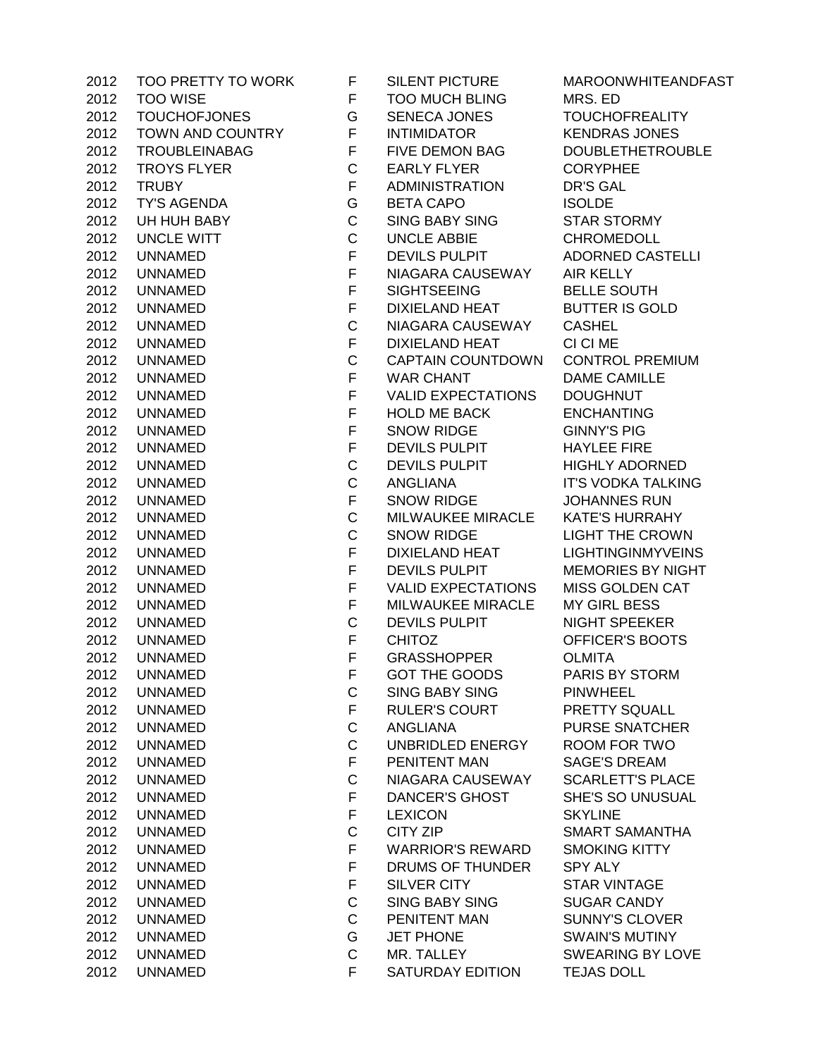| | | | | |
|---|---|---|---|---|
| 2012 | TOO PRETTY TO WORK | F | SILENT PICTURE | MAROONWHITEANDFAST |
| 2012 | TOO WISE | F | TOO MUCH BLING | MRS. ED |
| 2012 | TOUCHOFJONES | G | SENECA JONES | TOUCHOFREALITY |
| 2012 | TOWN AND COUNTRY | F | INTIMIDATOR | KENDRAS JONES |
| 2012 | TROUBLEINABAG | F | FIVE DEMON BAG | DOUBLETHETROUBLE |
| 2012 | TROYS FLYER | C | EARLY FLYER | CORYPHEE |
| 2012 | TRUBY | F | ADMINISTRATION | DR'S GAL |
| 2012 | TY'S AGENDA | G | BETA CAPO | ISOLDE |
| 2012 | UH HUH BABY | C | SING BABY SING | STAR STORMY |
| 2012 | UNCLE WITT | C | UNCLE ABBIE | CHROMEDOLL |
| 2012 | UNNAMED | F | DEVILS PULPIT | ADORNED CASTELLI |
| 2012 | UNNAMED | F | NIAGARA CAUSEWAY | AIR KELLY |
| 2012 | UNNAMED | F | SIGHTSEEING | BELLE SOUTH |
| 2012 | UNNAMED | F | DIXIELAND HEAT | BUTTER IS GOLD |
| 2012 | UNNAMED | C | NIAGARA CAUSEWAY | CASHEL |
| 2012 | UNNAMED | F | DIXIELAND HEAT | CI CI ME |
| 2012 | UNNAMED | C | CAPTAIN COUNTDOWN | CONTROL PREMIUM |
| 2012 | UNNAMED | F | WAR CHANT | DAME CAMILLE |
| 2012 | UNNAMED | F | VALID EXPECTATIONS | DOUGHNUT |
| 2012 | UNNAMED | F | HOLD ME BACK | ENCHANTING |
| 2012 | UNNAMED | F | SNOW RIDGE | GINNY'S PIG |
| 2012 | UNNAMED | F | DEVILS PULPIT | HAYLEE FIRE |
| 2012 | UNNAMED | C | DEVILS PULPIT | HIGHLY ADORNED |
| 2012 | UNNAMED | C | ANGLIANA | IT'S VODKA TALKING |
| 2012 | UNNAMED | F | SNOW RIDGE | JOHANNES RUN |
| 2012 | UNNAMED | C | MILWAUKEE MIRACLE | KATE'S HURRAHY |
| 2012 | UNNAMED | C | SNOW RIDGE | LIGHT THE CROWN |
| 2012 | UNNAMED | F | DIXIELAND HEAT | LIGHTINGINMYVEINS |
| 2012 | UNNAMED | F | DEVILS PULPIT | MEMORIES BY NIGHT |
| 2012 | UNNAMED | F | VALID EXPECTATIONS | MISS GOLDEN CAT |
| 2012 | UNNAMED | F | MILWAUKEE MIRACLE | MY GIRL BESS |
| 2012 | UNNAMED | C | DEVILS PULPIT | NIGHT SPEEKER |
| 2012 | UNNAMED | F | CHITOZ | OFFICER'S BOOTS |
| 2012 | UNNAMED | F | GRASSHOPPER | OLMITA |
| 2012 | UNNAMED | F | GOT THE GOODS | PARIS BY STORM |
| 2012 | UNNAMED | C | SING BABY SING | PINWHEEL |
| 2012 | UNNAMED | F | RULER'S COURT | PRETTY SQUALL |
| 2012 | UNNAMED | C | ANGLIANA | PURSE SNATCHER |
| 2012 | UNNAMED | C | UNBRIDLED ENERGY | ROOM FOR TWO |
| 2012 | UNNAMED | F | PENITENT MAN | SAGE'S DREAM |
| 2012 | UNNAMED | C | NIAGARA CAUSEWAY | SCARLETT'S PLACE |
| 2012 | UNNAMED | F | DANCER'S GHOST | SHE'S SO UNUSUAL |
| 2012 | UNNAMED | F | LEXICON | SKYLINE |
| 2012 | UNNAMED | C | CITY ZIP | SMART SAMANTHA |
| 2012 | UNNAMED | F | WARRIOR'S REWARD | SMOKING KITTY |
| 2012 | UNNAMED | F | DRUMS OF THUNDER | SPY ALY |
| 2012 | UNNAMED | F | SILVER CITY | STAR VINTAGE |
| 2012 | UNNAMED | C | SING BABY SING | SUGAR CANDY |
| 2012 | UNNAMED | C | PENITENT MAN | SUNNY'S CLOVER |
| 2012 | UNNAMED | G | JET PHONE | SWAIN'S MUTINY |
| 2012 | UNNAMED | C | MR. TALLEY | SWEARING BY LOVE |
| 2012 | UNNAMED | F | SATURDAY EDITION | TEJAS DOLL |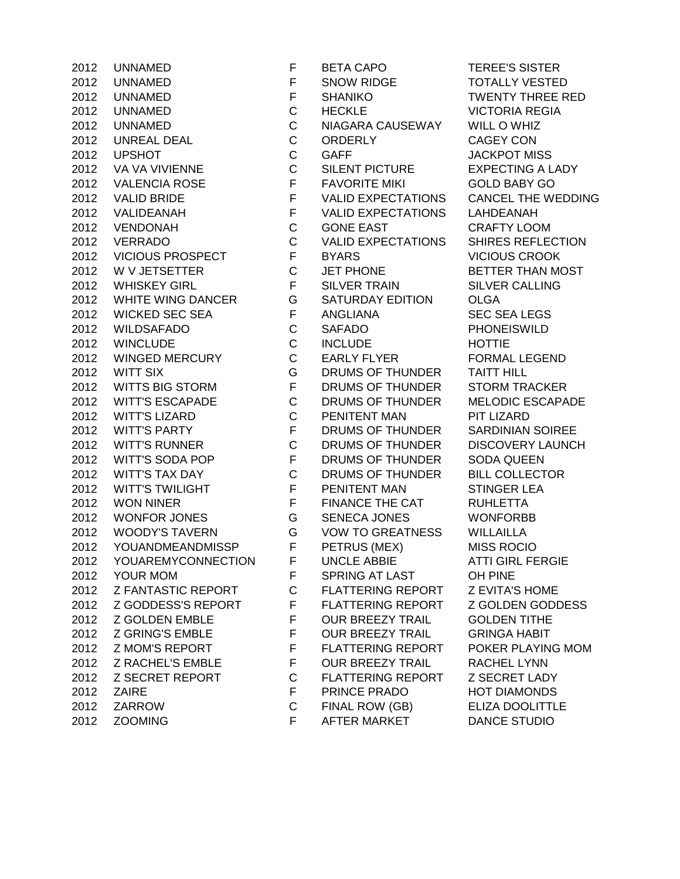| | | | | |
|---|---|---|---|---|
| 2012 | UNNAMED | F | BETA CAPO | TEREE'S SISTER |
| 2012 | UNNAMED | F | SNOW RIDGE | TOTALLY VESTED |
| 2012 | UNNAMED | F | SHANIKO | TWENTY THREE RED |
| 2012 | UNNAMED | C | HECKLE | VICTORIA REGIA |
| 2012 | UNNAMED | C | NIAGARA CAUSEWAY | WILL O WHIZ |
| 2012 | UNREAL DEAL | C | ORDERLY | CAGEY CON |
| 2012 | UPSHOT | C | GAFF | JACKPOT MISS |
| 2012 | VA VA VIVIENNE | C | SILENT PICTURE | EXPECTING A LADY |
| 2012 | VALENCIA ROSE | F | FAVORITE MIKI | GOLD BABY GO |
| 2012 | VALID BRIDE | F | VALID EXPECTATIONS | CANCEL THE WEDDING |
| 2012 | VALIDEANAH | F | VALID EXPECTATIONS | LAHDEANAH |
| 2012 | VENDONAH | C | GONE EAST | CRAFTY LOOM |
| 2012 | VERRADO | C | VALID EXPECTATIONS | SHIRES REFLECTION |
| 2012 | VICIOUS PROSPECT | F | BYARS | VICIOUS CROOK |
| 2012 | W V JETSETTER | C | JET PHONE | BETTER THAN MOST |
| 2012 | WHISKEY GIRL | F | SILVER TRAIN | SILVER CALLING |
| 2012 | WHITE WING DANCER | G | SATURDAY EDITION | OLGA |
| 2012 | WICKED SEC SEA | F | ANGLIANA | SEC SEA LEGS |
| 2012 | WILDSAFADO | C | SAFADO | PHONEISWILD |
| 2012 | WINCLUDE | C | INCLUDE | HOTTIE |
| 2012 | WINGED MERCURY | C | EARLY FLYER | FORMAL LEGEND |
| 2012 | WITT SIX | G | DRUMS OF THUNDER | TAITT HILL |
| 2012 | WITTS BIG STORM | F | DRUMS OF THUNDER | STORM TRACKER |
| 2012 | WITT'S ESCAPADE | C | DRUMS OF THUNDER | MELODIC ESCAPADE |
| 2012 | WITT'S LIZARD | C | PENITENT MAN | PIT LIZARD |
| 2012 | WITT'S PARTY | F | DRUMS OF THUNDER | SARDINIAN SOIREE |
| 2012 | WITT'S RUNNER | C | DRUMS OF THUNDER | DISCOVERY LAUNCH |
| 2012 | WITT'S SODA POP | F | DRUMS OF THUNDER | SODA QUEEN |
| 2012 | WITT'S TAX DAY | C | DRUMS OF THUNDER | BILL COLLECTOR |
| 2012 | WITT'S TWILIGHT | F | PENITENT MAN | STINGER LEA |
| 2012 | WON NINER | F | FINANCE THE CAT | RUHLETTA |
| 2012 | WONFOR JONES | G | SENECA JONES | WONFORBB |
| 2012 | WOODY'S TAVERN | G | VOW TO GREATNESS | WILLAILLA |
| 2012 | YOUANDMEANDMISSP | F | PETRUS (MEX) | MISS ROCIO |
| 2012 | YOUAREMYCONNECTION | F | UNCLE ABBIE | ATTI GIRL FERGIE |
| 2012 | YOUR MOM | F | SPRING AT LAST | OH PINE |
| 2012 | Z FANTASTIC REPORT | C | FLATTERING REPORT | Z EVITA'S HOME |
| 2012 | Z GODDESS'S REPORT | F | FLATTERING REPORT | Z GOLDEN GODDESS |
| 2012 | Z GOLDEN EMBLE | F | OUR BREEZY TRAIL | GOLDEN TITHE |
| 2012 | Z GRING'S EMBLE | F | OUR BREEZY TRAIL | GRINGA HABIT |
| 2012 | Z MOM'S REPORT | F | FLATTERING REPORT | POKER PLAYING MOM |
| 2012 | Z RACHEL'S EMBLE | F | OUR BREEZY TRAIL | RACHEL LYNN |
| 2012 | Z SECRET REPORT | C | FLATTERING REPORT | Z SECRET LADY |
| 2012 | ZAIRE | F | PRINCE PRADO | HOT DIAMONDS |
| 2012 | ZARROW | C | FINAL ROW (GB) | ELIZA DOOLITTLE |
| 2012 | ZOOMING | F | AFTER MARKET | DANCE STUDIO |